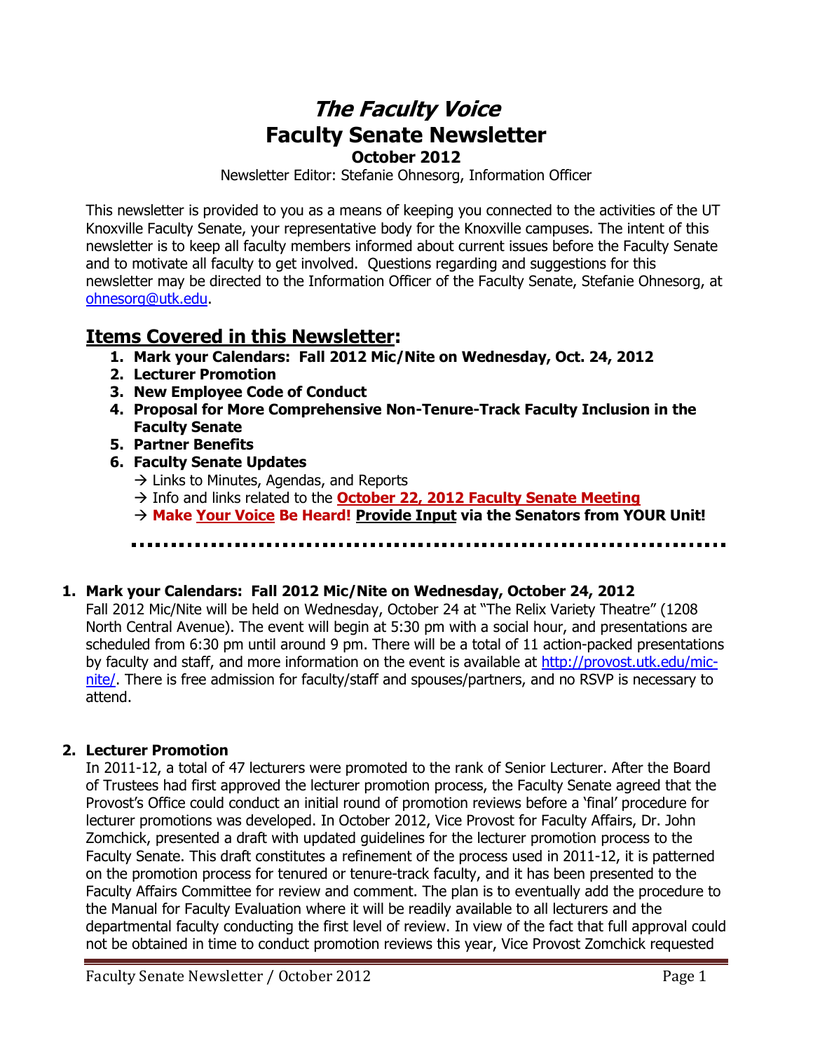# *The Faculty Voice*

# Faculty Senate Newsletter

## October 2012

Newsletter Editor: Stefanie Ohnesorg, Information Officer

This newsletter is provided to you as a means of keeping you connected to the activities of the UT Knoxville Faculty Senate, your representative body for the Knoxville campuses. The intent of this newsletter is to keep all faculty members informed about current issues before the Faculty Senate and to motivate all faculty to get involved. Questions regarding and suggestions for this newsletter may be directed to the Information Officer of the Faculty Senate, Stefanie Ohnesorg, at ohnesorg@utk.edu.

## Items Covered in this Newsletter:

1. **Mark your Calendars: Fall 2012 Mic/Nite on Wednesday, Oct. 24, 2012**
2. **Lecturer Promotion**
3. **New Employee Code of Conduct**
4. **Proposal for More Comprehensive Non-Tenure-Track Faculty Inclusion in the Faculty Senate**
5. **Partner Benefits**
6. **Faculty Senate Updates**
   - → Links to Minutes, Agendas, and Reports
   - → Info and links related to the **October 22, 2012 Faculty Senate Meeting**
   - → **Make Your Voice Be Heard! Provide Input via the Senators from YOUR Unit!**

---

### 1. Mark your Calendars: Fall 2012 Mic/Nite on Wednesday, October 24, 2012

Fall 2012 Mic/Nite will be held on Wednesday, October 24 at "The Relix Variety Theatre" (1208 North Central Avenue). The event will begin at 5:30 pm with a social hour, and presentations are scheduled from 6:30 pm until around 9 pm. There will be a total of 11 action-packed presentations by faculty and staff, and more information on the event is available at http://provost.utk.edu/mic-nite/. There is free admission for faculty/staff and spouses/partners, and no RSVP is necessary to attend.

### 2. Lecturer Promotion

In 2011-12, a total of 47 lecturers were promoted to the rank of Senior Lecturer. After the Board of Trustees had first approved the lecturer promotion process, the Faculty Senate agreed that the Provost's Office could conduct an initial round of promotion reviews before a 'final' procedure for lecturer promotions was developed. In October 2012, Vice Provost for Faculty Affairs, Dr. John Zomchick, presented a draft with updated guidelines for the lecturer promotion process to the Faculty Senate. This draft constitutes a refinement of the process used in 2011-12, it is patterned on the promotion process for tenured or tenure-track faculty, and it has been presented to the Faculty Affairs Committee for review and comment. The plan is to eventually add the procedure to the Manual for Faculty Evaluation where it will be readily available to all lecturers and the departmental faculty conducting the first level of review. In view of the fact that full approval could not be obtained in time to conduct promotion reviews this year, Vice Provost Zomchick requested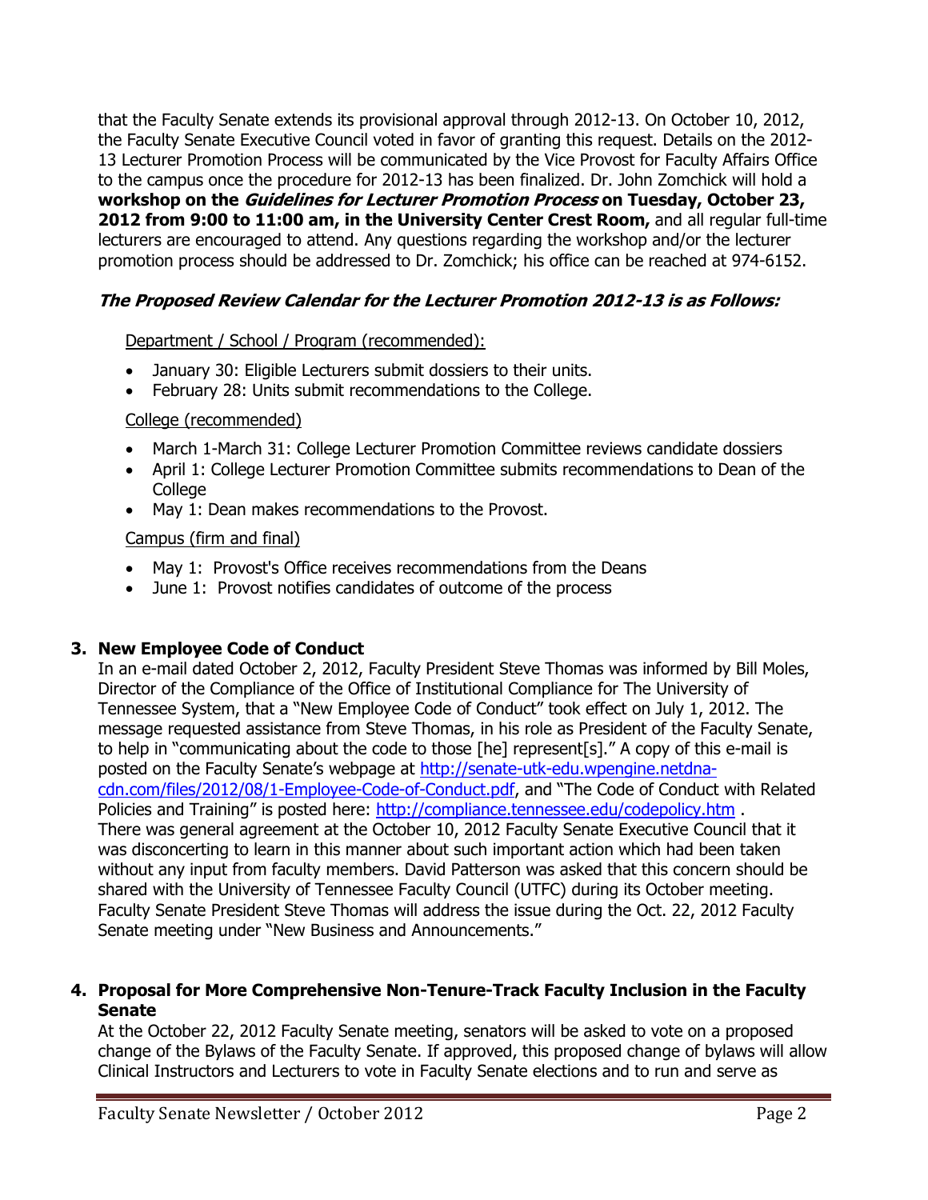that the Faculty Senate extends its provisional approval through 2012-13. On October 10, 2012, the Faculty Senate Executive Council voted in favor of granting this request. Details on the 2012-13 Lecturer Promotion Process will be communicated by the Vice Provost for Faculty Affairs Office to the campus once the procedure for 2012-13 has been finalized. Dr. John Zomchick will hold a **workshop on the *Guidelines for Lecturer Promotion Process* on Tuesday, October 23, 2012 from 9:00 to 11:00 am, in the University Center Crest Room,** and all regular full-time lecturers are encouraged to attend. Any questions regarding the workshop and/or the lecturer promotion process should be addressed to Dr. Zomchick; his office can be reached at 974-6152.

***The Proposed Review Calendar for the Lecturer Promotion 2012-13 is as Follows:***

Department / School / Program (recommended):

- January 30: Eligible Lecturers submit dossiers to their units.
- February 28: Units submit recommendations to the College.

College (recommended)

- March 1-March 31: College Lecturer Promotion Committee reviews candidate dossiers
- April 1: College Lecturer Promotion Committee submits recommendations to Dean of the College
- May 1: Dean makes recommendations to the Provost.

Campus (firm and final)

- May 1: Provost's Office receives recommendations from the Deans
- June 1: Provost notifies candidates of outcome of the process

**3. New Employee Code of Conduct**

In an e-mail dated October 2, 2012, Faculty President Steve Thomas was informed by Bill Moles, Director of the Compliance of the Office of Institutional Compliance for The University of Tennessee System, that a "New Employee Code of Conduct" took effect on July 1, 2012. The message requested assistance from Steve Thomas, in his role as President of the Faculty Senate, to help in "communicating about the code to those [he] represent[s]." A copy of this e-mail is posted on the Faculty Senate's webpage at http://senate-utk-edu.wpengine.netdna-cdn.com/files/2012/08/1-Employee-Code-of-Conduct.pdf, and "The Code of Conduct with Related Policies and Training" is posted here: http://compliance.tennessee.edu/codepolicy.htm . There was general agreement at the October 10, 2012 Faculty Senate Executive Council that it was disconcerting to learn in this manner about such important action which had been taken without any input from faculty members. David Patterson was asked that this concern should be shared with the University of Tennessee Faculty Council (UTFC) during its October meeting. Faculty Senate President Steve Thomas will address the issue during the Oct. 22, 2012 Faculty Senate meeting under "New Business and Announcements."

**4. Proposal for More Comprehensive Non-Tenure-Track Faculty Inclusion in the Faculty Senate**

At the October 22, 2012 Faculty Senate meeting, senators will be asked to vote on a proposed change of the Bylaws of the Faculty Senate. If approved, this proposed change of bylaws will allow Clinical Instructors and Lecturers to vote in Faculty Senate elections and to run and serve as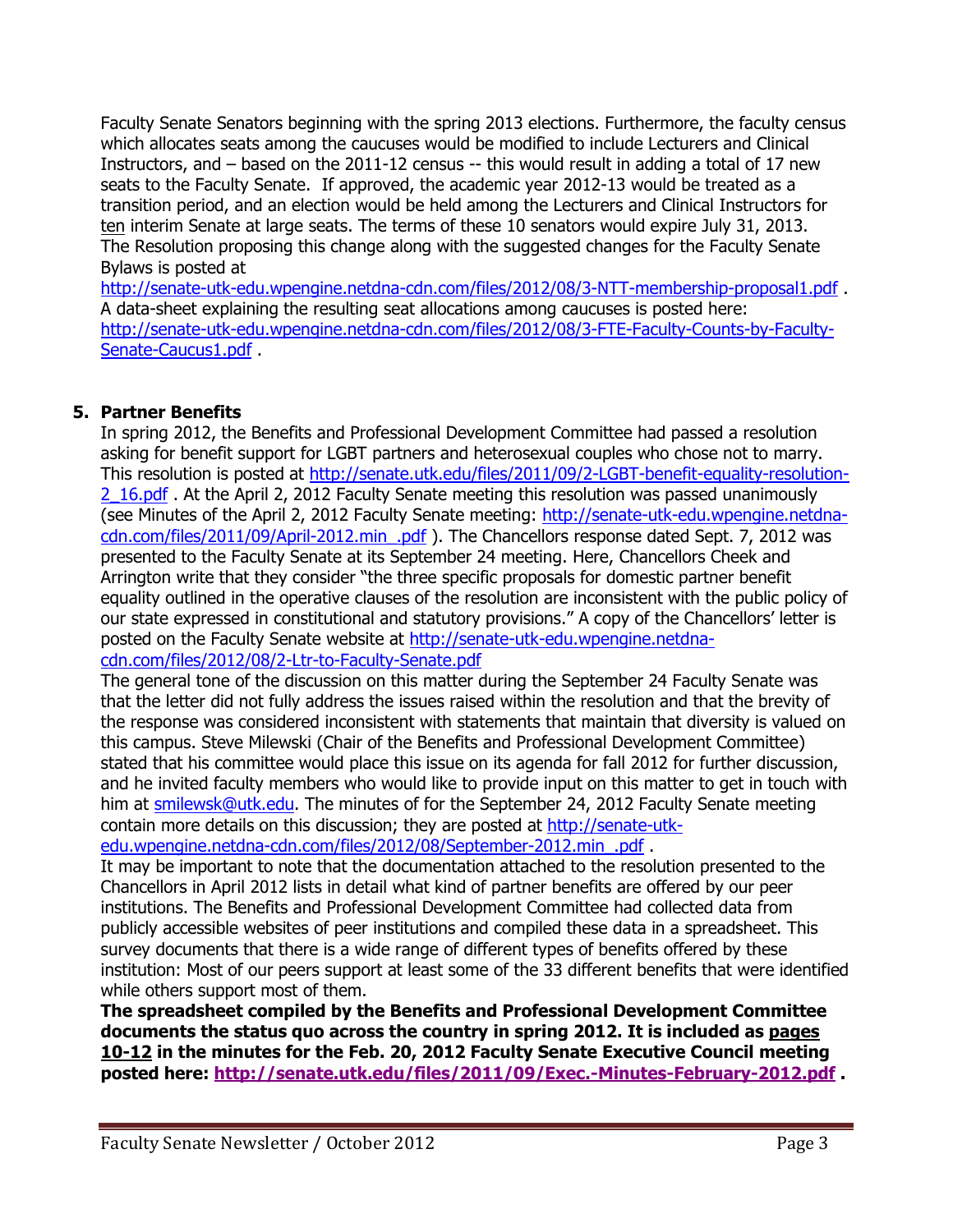Faculty Senate Senators beginning with the spring 2013 elections. Furthermore, the faculty census which allocates seats among the caucuses would be modified to include Lecturers and Clinical Instructors, and – based on the 2011-12 census -- this would result in adding a total of 17 new seats to the Faculty Senate. If approved, the academic year 2012-13 would be treated as a transition period, and an election would be held among the Lecturers and Clinical Instructors for ten interim Senate at large seats. The terms of these 10 senators would expire July 31, 2013. The Resolution proposing this change along with the suggested changes for the Faculty Senate Bylaws is posted at http://senate-utk-edu.wpengine.netdna-cdn.com/files/2012/08/3-NTT-membership-proposal1.pdf . A data-sheet explaining the resulting seat allocations among caucuses is posted here: http://senate-utk-edu.wpengine.netdna-cdn.com/files/2012/08/3-FTE-Faculty-Counts-by-Faculty-Senate-Caucus1.pdf .

5. **Partner Benefits**

In spring 2012, the Benefits and Professional Development Committee had passed a resolution asking for benefit support for LGBT partners and heterosexual couples who chose not to marry. This resolution is posted at http://senate.utk.edu/files/2011/09/2-LGBT-benefit-equality-resolution-2_16.pdf . At the April 2, 2012 Faculty Senate meeting this resolution was passed unanimously (see Minutes of the April 2, 2012 Faculty Senate meeting: http://senate-utk-edu.wpengine.netdna-cdn.com/files/2011/09/April-2012.min_.pdf ). The Chancellors response dated Sept. 7, 2012 was presented to the Faculty Senate at its September 24 meeting. Here, Chancellors Cheek and Arrington write that they consider "the three specific proposals for domestic partner benefit equality outlined in the operative clauses of the resolution are inconsistent with the public policy of our state expressed in constitutional and statutory provisions." A copy of the Chancellors' letter is posted on the Faculty Senate website at http://senate-utk-edu.wpengine.netdna-cdn.com/files/2012/08/2-Ltr-to-Faculty-Senate.pdf

The general tone of the discussion on this matter during the September 24 Faculty Senate was that the letter did not fully address the issues raised within the resolution and that the brevity of the response was considered inconsistent with statements that maintain that diversity is valued on this campus. Steve Milewski (Chair of the Benefits and Professional Development Committee) stated that his committee would place this issue on its agenda for fall 2012 for further discussion, and he invited faculty members who would like to provide input on this matter to get in touch with him at smilewsk@utk.edu. The minutes of for the September 24, 2012 Faculty Senate meeting contain more details on this discussion; they are posted at http://senate-utk-edu.wpengine.netdna-cdn.com/files/2012/08/September-2012.min_.pdf .

It may be important to note that the documentation attached to the resolution presented to the Chancellors in April 2012 lists in detail what kind of partner benefits are offered by our peer institutions. The Benefits and Professional Development Committee had collected data from publicly accessible websites of peer institutions and compiled these data in a spreadsheet. This survey documents that there is a wide range of different types of benefits offered by these institution: Most of our peers support at least some of the 33 different benefits that were identified while others support most of them.

**The spreadsheet compiled by the Benefits and Professional Development Committee documents the status quo across the country in spring 2012. It is included as pages 10-12 in the minutes for the Feb. 20, 2012 Faculty Senate Executive Council meeting posted here: http://senate.utk.edu/files/2011/09/Exec.-Minutes-February-2012.pdf .**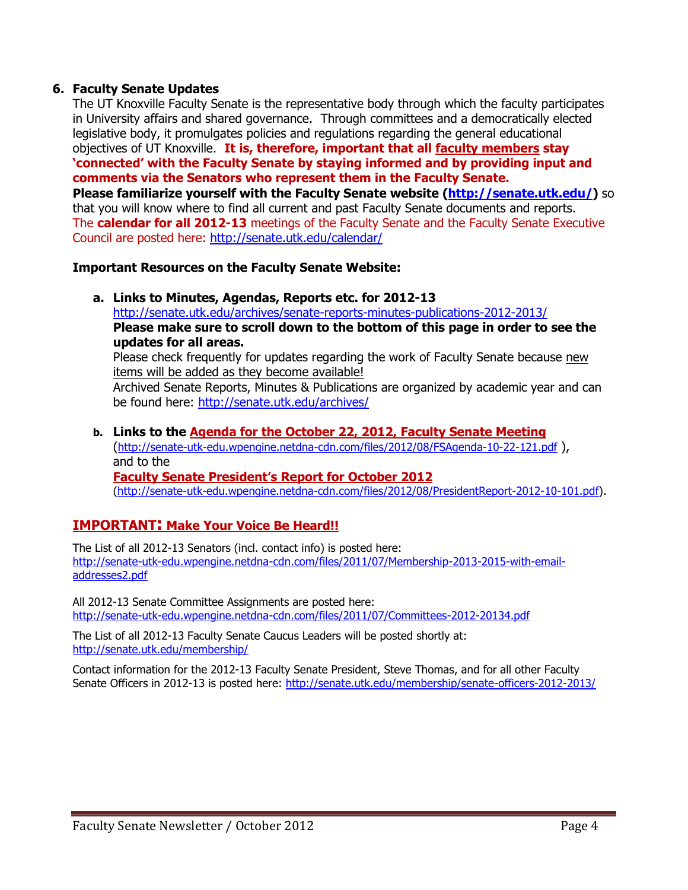## 6. Faculty Senate Updates

The UT Knoxville Faculty Senate is the representative body through which the faculty participates in University affairs and shared governance. Through committees and a democratically elected legislative body, it promulgates policies and regulations regarding the general educational objectives of UT Knoxville. **It is, therefore, important that all faculty members stay 'connected' with the Faculty Senate by staying informed and by providing input and comments via the Senators who represent them in the Faculty Senate.**

**Please familiarize yourself with the Faculty Senate website (http://senate.utk.edu/)** so that you will know where to find all current and past Faculty Senate documents and reports.

The **calendar for all 2012-13** meetings of the Faculty Senate and the Faculty Senate Executive Council are posted here: http://senate.utk.edu/calendar/

**Important Resources on the Faculty Senate Website:**

a. **Links to Minutes, Agendas, Reports etc. for 2012-13**
   http://senate.utk.edu/archives/senate-reports-minutes-publications-2012-2013/
   **Please make sure to scroll down to the bottom of this page in order to see the updates for all areas.**
   Please check frequently for updates regarding the work of Faculty Senate because new items will be added as they become available!
   Archived Senate Reports, Minutes & Publications are organized by academic year and can be found here: http://senate.utk.edu/archives/

b. **Links to the Agenda for the October 22, 2012, Faculty Senate Meeting**
   (http://senate-utk-edu.wpengine.netdna-cdn.com/files/2012/08/FSAgenda-10-22-121.pdf ), and to the
   **Faculty Senate President's Report for October 2012**
   (http://senate-utk-edu.wpengine.netdna-cdn.com/files/2012/08/PresidentReport-2012-10-101.pdf).

### IMPORTANT: Make Your Voice Be Heard!!

The List of all 2012-13 Senators (incl. contact info) is posted here:
http://senate-utk-edu.wpengine.netdna-cdn.com/files/2011/07/Membership-2013-2015-with-email-addresses2.pdf

All 2012-13 Senate Committee Assignments are posted here:
http://senate-utk-edu.wpengine.netdna-cdn.com/files/2011/07/Committees-2012-20134.pdf

The List of all 2012-13 Faculty Senate Caucus Leaders will be posted shortly at:
http://senate.utk.edu/membership/

Contact information for the 2012-13 Faculty Senate President, Steve Thomas, and for all other Faculty Senate Officers in 2012-13 is posted here: http://senate.utk.edu/membership/senate-officers-2012-2013/